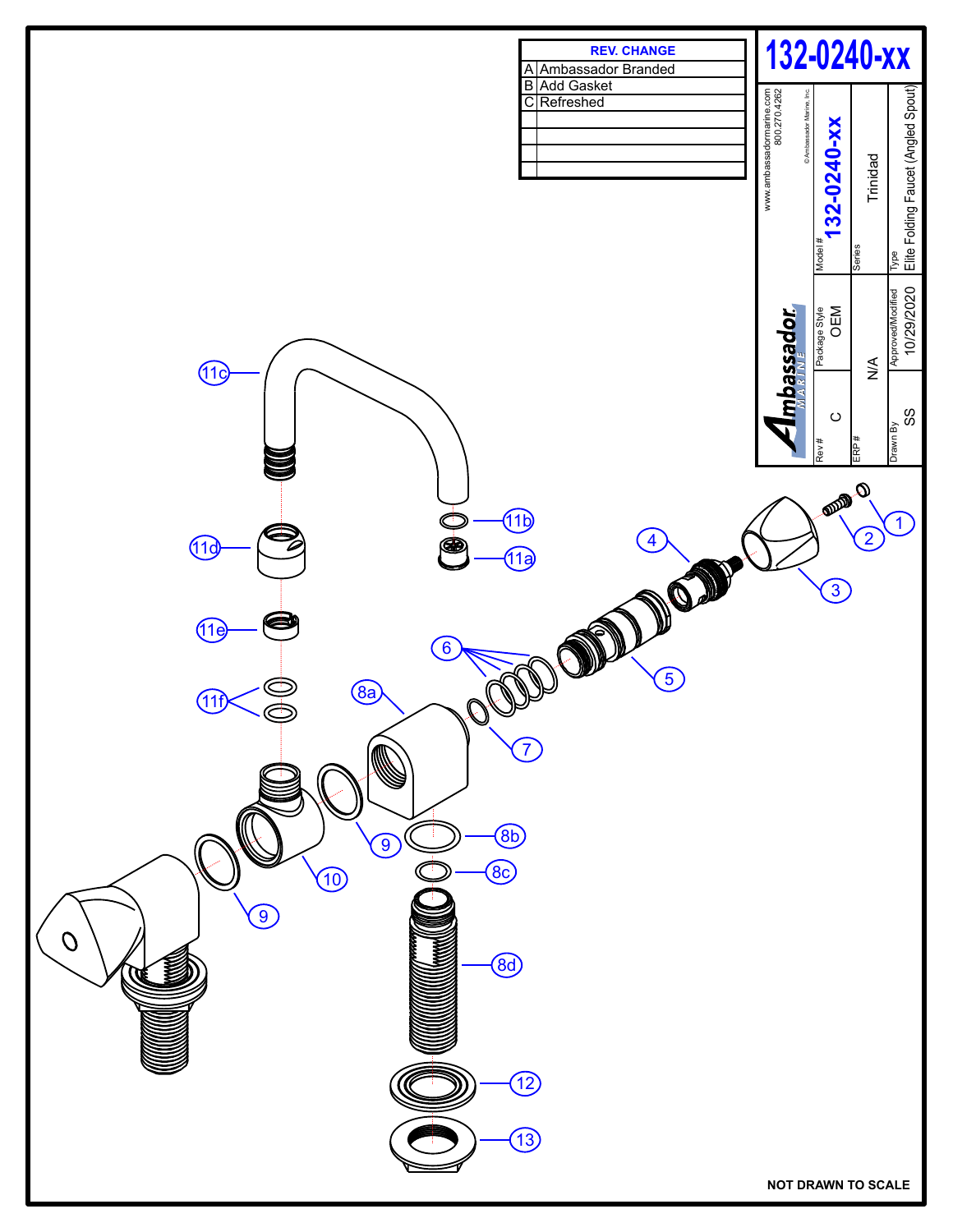# 132-0240-xx

| REV. | CHANGE |
|---|---|
| A | Ambassador Branded |
| B | Add Gasket |
| C | Refreshed |
| | |
| | |
| | |
| | |

www.ambassadormarine.com
800.270.4262

© Ambassador Marine, Inc.

Ambassador MARINE

| Rev # | Package Style | Model # |
|---|---|---|
| C | OEM | 132-0240-xx |

| ERP # | Series |
|---|---|
| N/A | Trinidad |

| Drawn By | Approved/Modified | Type |
|---|---|---|
| SS | 10/29/2020 | Elite Folding Faucet (Angled Spout) |

1, 2, 3, 4, 5, 6, 7, 8a, 8b, 8c, 8d, 9, 10, 11a, 11b, 11c, 11d, 11e, 11f, 12, 13

**NOT DRAWN TO SCALE**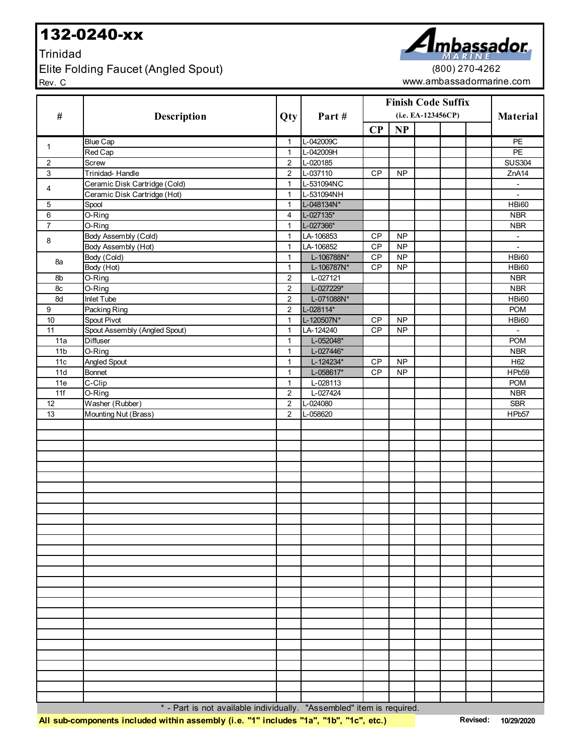# 132-0240-xx

Trinidad

Elite Folding Faucet (Angled Spout)

Rev. C

Ambassador Marine

(800) 270-4262

www.ambassadormarine.com

| # | Description | Qty | Part # | Finish Code Suffix (i.e. EA-123456CP) | | | | | Material |
|---|---|---|---|---|---|---|---|---|---|
| | | | | CP | NP | | | | |
| 1 | Blue Cap | 1 | L-042009C | | | | | | PE |
| | Red Cap | 1 | L-042009H | | | | | | PE |
| 2 | Screw | 2 | L-020185 | | | | | | SUS304 |
| 3 | Trinidad- Handle | 2 | L-037110 | CP | NP | | | | ZnA14 |
| 4 | Ceramic Disk Cartridge (Cold) | 1 | L-531094NC | | | | | | - |
| | Ceramic Disk Cartridge (Hot) | 1 | L-531094NH | | | | | | - |
| 5 | Spool | 1 | L-048134N* | | | | | | HBi60 |
| 6 | O-Ring | 4 | L-027135* | | | | | | NBR |
| 7 | O-Ring | 1 | L-027366* | | | | | | NBR |
| 8 | Body Assembly (Cold) | 1 | LA-106853 | CP | NP | | | | - |
| | Body Assembly (Hot) | 1 | LA-106852 | CP | NP | | | | - |
| 8a | Body (Cold) | 1 | L-106788N* | CP | NP | | | | HBi60 |
| | Body (Hot) | 1 | L-106787N* | CP | NP | | | | HBi60 |
| 8b | O-Ring | 2 | L-027121 | | | | | | NBR |
| 8c | O-Ring | 2 | L-027229* | | | | | | NBR |
| 8d | Inlet Tube | 2 | L-071088N* | | | | | | HBi60 |
| 9 | Packing Ring | 2 | L-028114* | | | | | | POM |
| 10 | Spout Pivot | 1 | L-120507N* | CP | NP | | | | HBi60 |
| 11 | Spout Assembly (Angled Spout) | 1 | LA-124240 | CP | NP | | | | - |
| 11a | Diffuser | 1 | L-052048* | | | | | | POM |
| 11b | O-Ring | 1 | L-027446* | | | | | | NBR |
| 11c | Angled Spout | 1 | L-124234* | CP | NP | | | | H62 |
| 11d | Bonnet | 1 | L-058617* | CP | NP | | | | HPb59 |
| 11e | C-Clip | 1 | L-028113 | | | | | | POM |
| 11f | O-Ring | 2 | L-027424 | | | | | | NBR |
| 12 | Washer (Rubber) | 2 | L-024080 | | | | | | SBR |
| 13 | Mounting Nut (Brass) | 2 | L-058620 | | | | | | HPb57 |

* - Part is not available individually. "Assembled" item is required.

**All sub-components included within assembly (i.e. "1" includes "1a", "1b", "1c", etc.)**

**Revised: 10/29/2020**